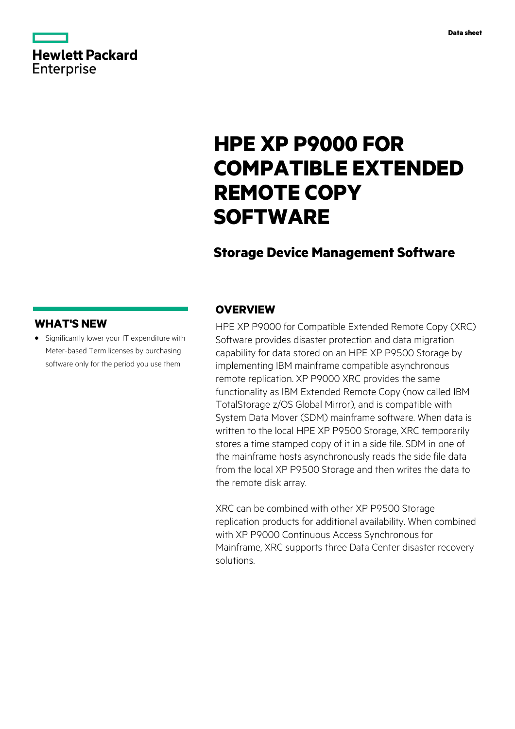Hewlett Packard Enterprise

Data sheet

# HPE XP P9000 FOR COMPATIBLE EXTENDED REMOTE COPY SOFTWARE

## Storage Device Management Software

## OVERVIEW

HPE XP P9000 for Compatible Extended Remote Copy (XRC) Software provides disaster protection and data migration capability for data stored on an HPE XP P9500 Storage by implementing IBM mainframe compatible asynchronous remote replication. XP P9000 XRC provides the same functionality as IBM Extended Remote Copy (now called IBM TotalStorage z/OS Global Mirror), and is compatible with System Data Mover (SDM) mainframe software. When data is written to the local HPE XP P9500 Storage, XRC temporarily stores a time stamped copy of it in a side file. SDM in one of the mainframe hosts asynchronously reads the side file data from the local XP P9500 Storage and then writes the data to the remote disk array.

XRC can be combined with other XP P9500 Storage replication products for additional availability. When combined with XP P9000 Continuous Access Synchronous for Mainframe, XRC supports three Data Center disaster recovery solutions.

## WHAT'S NEW

- Significantly lower your IT expenditure with Meter-based Term licenses by purchasing software only for the period you use them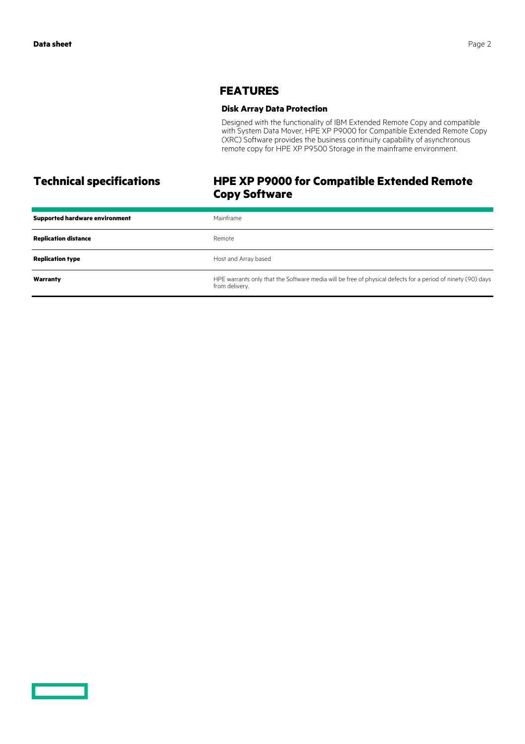## FEATURES

### Disk Array Data Protection

Designed with the functionality of IBM Extended Remote Copy and compatible with System Data Mover, HPE XP P9000 for Compatible Extended Remote Copy (XRC) Software provides the business continuity capability of asynchronous remote copy for HPE XP P9500 Storage in the mainframe environment.

## Technical specifications

## HPE XP P9000 for Compatible Extended Remote Copy Software

| | |
|---|---|
| **Supported hardware environment** | Mainframe |
| **Replication distance** | Remote |
| **Replication type** | Host and Array based |
| **Warranty** | HPE warrants only that the Software media will be free of physical defects for a period of ninety (90) days from delivery. |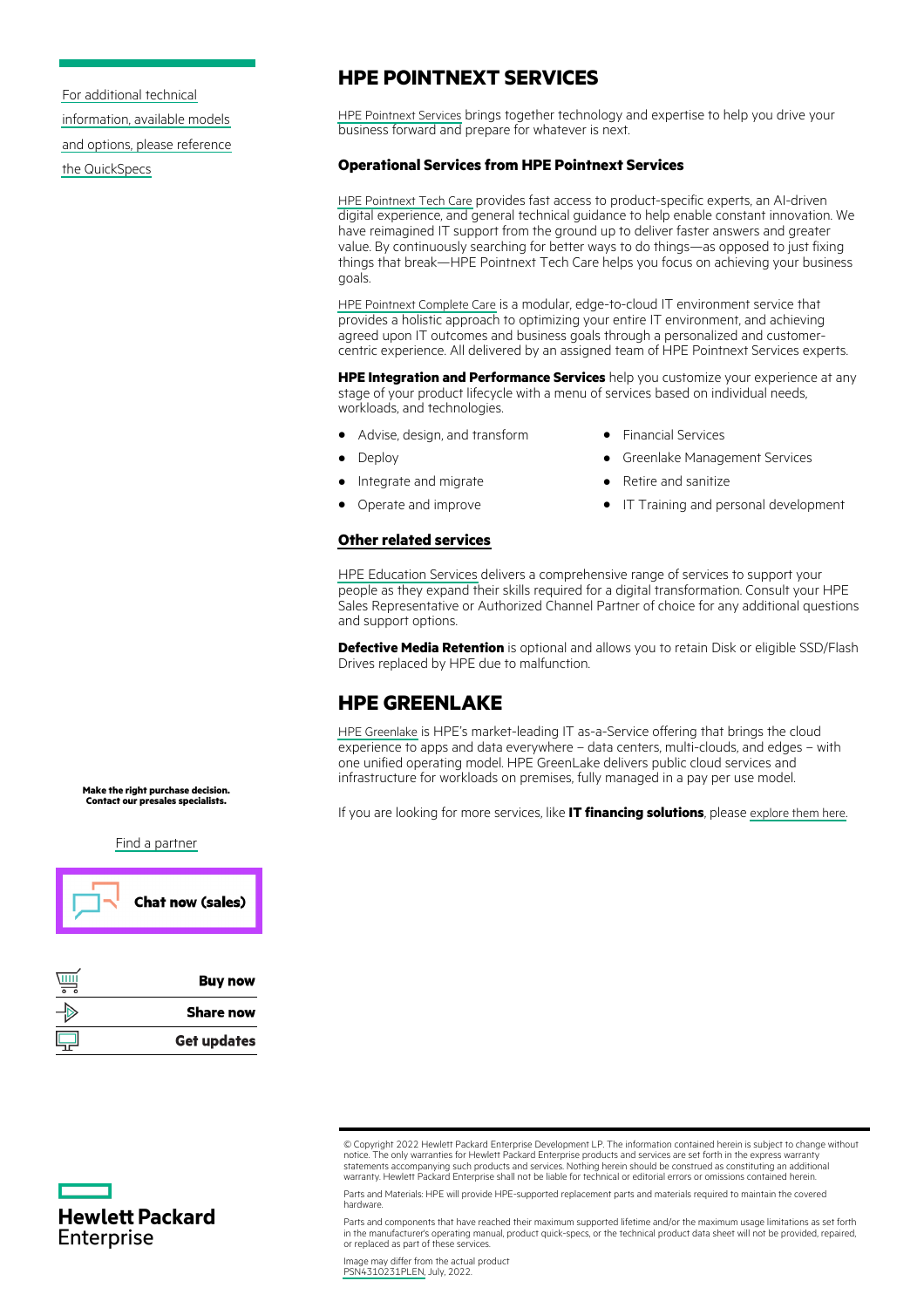For additional technical information, available models and options, please reference the QuickSpecs

## HPE POINTNEXT SERVICES

HPE Pointnext Services brings together technology and expertise to help you drive your business forward and prepare for whatever is next.

### Operational Services from HPE Pointnext Services

HPE Pointnext Tech Care provides fast access to product-specific experts, an AI-driven digital experience, and general technical guidance to help enable constant innovation. We have reimagined IT support from the ground up to deliver faster answers and greater value. By continuously searching for better ways to do things—as opposed to just fixing things that break—HPE Pointnext Tech Care helps you focus on achieving your business goals.

HPE Pointnext Complete Care is a modular, edge-to-cloud IT environment service that provides a holistic approach to optimizing your entire IT environment, and achieving agreed upon IT outcomes and business goals through a personalized and customer-centric experience. All delivered by an assigned team of HPE Pointnext Services experts.

**HPE Integration and Performance Services** help you customize your experience at any stage of your product lifecycle with a menu of services based on individual needs, workloads, and technologies.

- Advise, design, and transform
- Deploy
- Integrate and migrate
- Operate and improve
- Financial Services
- Greenlake Management Services
- Retire and sanitize
- IT Training and personal development

### Other related services

HPE Education Services delivers a comprehensive range of services to support your people as they expand their skills required for a digital transformation. Consult your HPE Sales Representative or Authorized Channel Partner of choice for any additional questions and support options.

**Defective Media Retention** is optional and allows you to retain Disk or eligible SSD/Flash Drives replaced by HPE due to malfunction.

## HPE GREENLAKE

HPE Greenlake is HPE's market-leading IT as-a-Service offering that brings the cloud experience to apps and data everywhere – data centers, multi-clouds, and edges – with one unified operating model. HPE GreenLake delivers public cloud services and infrastructure for workloads on premises, fully managed in a pay per use model.

If you are looking for more services, like **IT financing solutions**, please explore them here.

**Make the right purchase decision. Contact our presales specialists.**

Find a partner

**Chat now (sales)**

**Buy now**

**Share now**

**Get updates**

Hewlett Packard Enterprise

© Copyright 2022 Hewlett Packard Enterprise Development LP. The information contained herein is subject to change without notice. The only warranties for Hewlett Packard Enterprise products and services are set forth in the express warranty statements accompanying such products and services. Nothing herein should be construed as constituting an additional warranty. Hewlett Packard Enterprise shall not be liable for technical or editorial errors or omissions contained herein.

Parts and Materials: HPE will provide HPE-supported replacement parts and materials required to maintain the covered hardware.

Parts and components that have reached their maximum supported lifetime and/or the maximum usage limitations as set forth in the manufacturer's operating manual, product quick-specs, or the technical product data sheet will not be provided, repaired, or replaced as part of these services.

Image may differ from the actual product

PSN4310231PLEN, July, 2022.